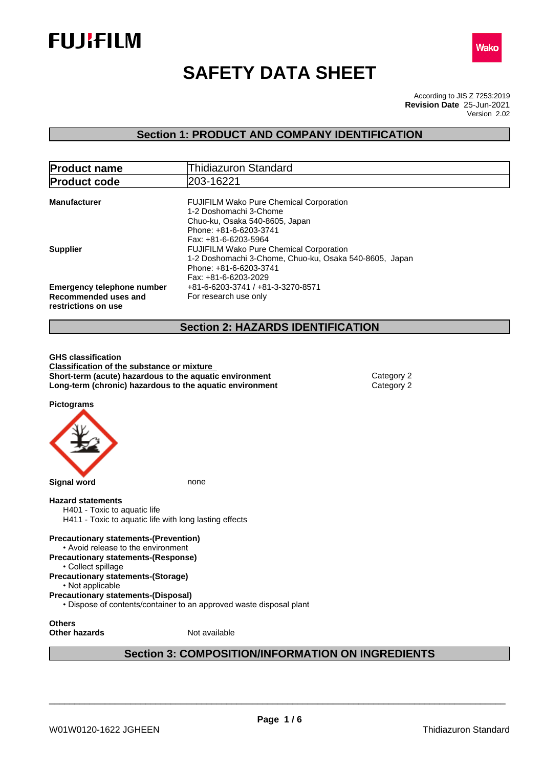FUJIFILM

Wako

# SAFETY DATA SHEET

According to JIS Z 7253:2019
**Revision Date** 25-Jun-2021
Version 2.02

## Section 1: PRODUCT AND COMPANY IDENTIFICATION

| | |
|---|---|
| **Product name** | Thidiazuron Standard |
| **Product code** | 203-16221 |

**Manufacturer**
FUJIFILM Wako Pure Chemical Corporation
1-2 Doshomachi 3-Chome
Chuo-ku, Osaka 540-8605, Japan
Phone: +81-6-6203-3741
Fax: +81-6-6203-5964

**Supplier**
FUJIFILM Wako Pure Chemical Corporation
1-2 Doshomachi 3-Chome, Chuo-ku, Osaka 540-8605, Japan
Phone: +81-6-6203-3741
Fax: +81-6-6203-2029

**Emergency telephone number** +81-6-6203-3741 / +81-3-3270-8571

**Recommended uses and restrictions on use** For research use only

## Section 2: HAZARDS IDENTIFICATION

**GHS classification**

**Classification of the substance or mixture**

| | |
|---|---|
| **Short-term (acute) hazardous to the aquatic environment** | Category 2 |
| **Long-term (chronic) hazardous to the aquatic environment** | Category 2 |

**Pictograms**

**Signal word** none

**Hazard statements**

H401 - Toxic to aquatic life
H411 - Toxic to aquatic life with long lasting effects

**Precautionary statements-(Prevention)**

- Avoid release to the environment

**Precautionary statements-(Response)**

- Collect spillage

**Precautionary statements-(Storage)**

- Not applicable

**Precautionary statements-(Disposal)**

- Dispose of contents/container to an approved waste disposal plant

**Others**

**Other hazards** Not available

## Section 3: COMPOSITION/INFORMATION ON INGREDIENTS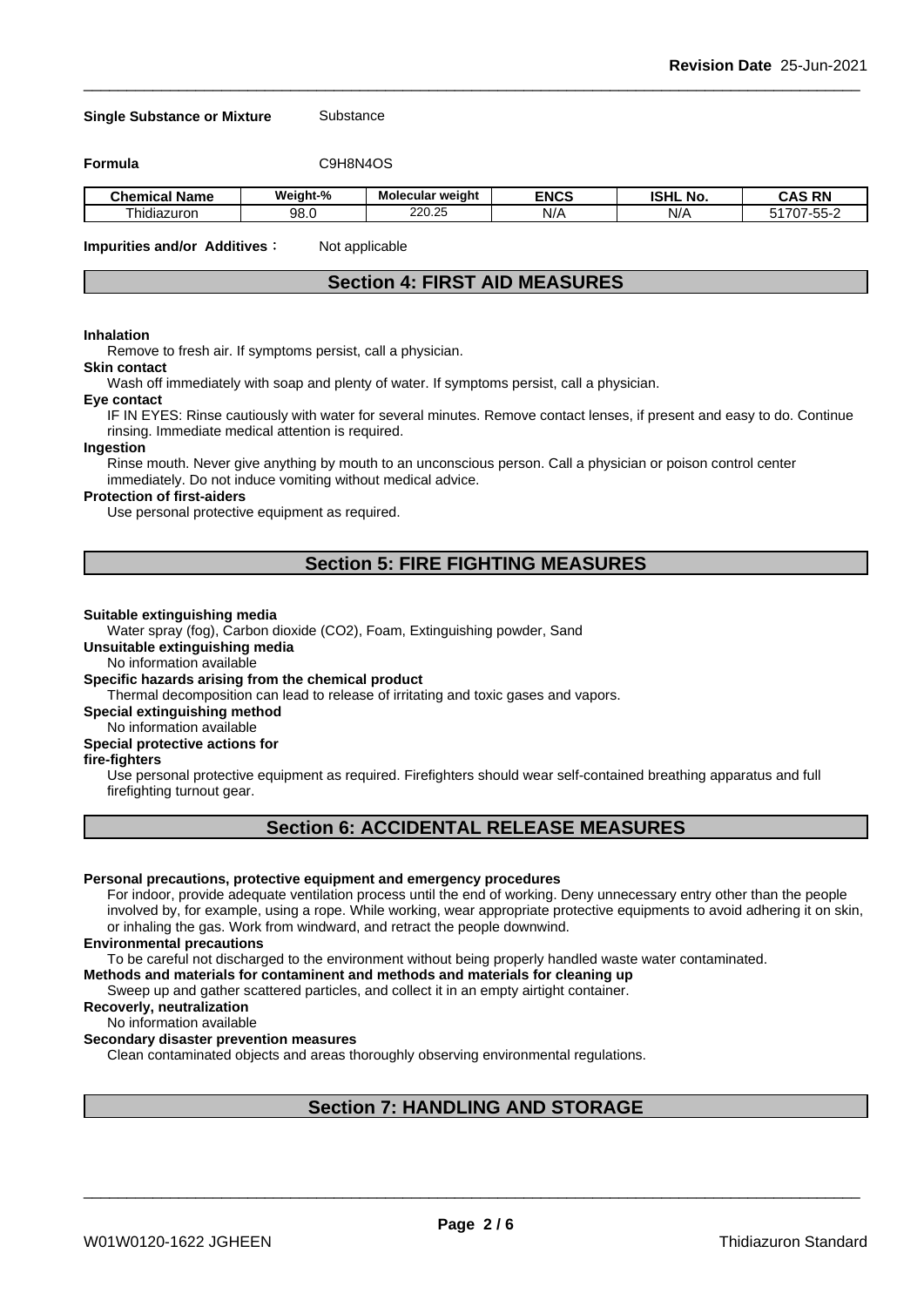**Single Substance or Mixture** Substance

**Formula** C9H8N4OS

| Chemical Name | Weight-% | Molecular weight | ENCS | ISHL No. | CAS RN |
|---|---|---|---|---|---|
| Thidiazuron | 98.0 | 220.25 | N/A | N/A | 51707-55-2 |

**Impurities and/or Additives :** Not applicable

## Section 4: FIRST AID MEASURES

**Inhalation**

Remove to fresh air. If symptoms persist, call a physician.

**Skin contact**

Wash off immediately with soap and plenty of water. If symptoms persist, call a physician.

**Eye contact**

IF IN EYES: Rinse cautiously with water for several minutes. Remove contact lenses, if present and easy to do. Continue rinsing. Immediate medical attention is required.

**Ingestion**

Rinse mouth. Never give anything by mouth to an unconscious person. Call a physician or poison control center immediately. Do not induce vomiting without medical advice.

**Protection of first-aiders**

Use personal protective equipment as required.

## Section 5: FIRE FIGHTING MEASURES

**Suitable extinguishing media**

Water spray (fog), Carbon dioxide ($CO_2$), Foam, Extinguishing powder, Sand

**Unsuitable extinguishing media**

No information available

**Specific hazards arising from the chemical product**

Thermal decomposition can lead to release of irritating and toxic gases and vapors.

**Special extinguishing method**

No information available

**Special protective actions for fire-fighters**

Use personal protective equipment as required. Firefighters should wear self-contained breathing apparatus and full firefighting turnout gear.

## Section 6: ACCIDENTAL RELEASE MEASURES

**Personal precautions, protective equipment and emergency procedures**

For indoor, provide adequate ventilation process until the end of working. Deny unnecessary entry other than the people involved by, for example, using a rope. While working, wear appropriate protective equipments to avoid adhering it on skin, or inhaling the gas. Work from windward, and retract the people downwind.

**Environmental precautions**

To be careful not discharged to the environment without being properly handled waste water contaminated.

**Methods and materials for contaminent and methods and materials for cleaning up**

Sweep up and gather scattered particles, and collect it in an empty airtight container.

**Recoverly, neutralization**

No information available

**Secondary disaster prevention measures**

Clean contaminated objects and areas thoroughly observing environmental regulations.

## Section 7: HANDLING AND STORAGE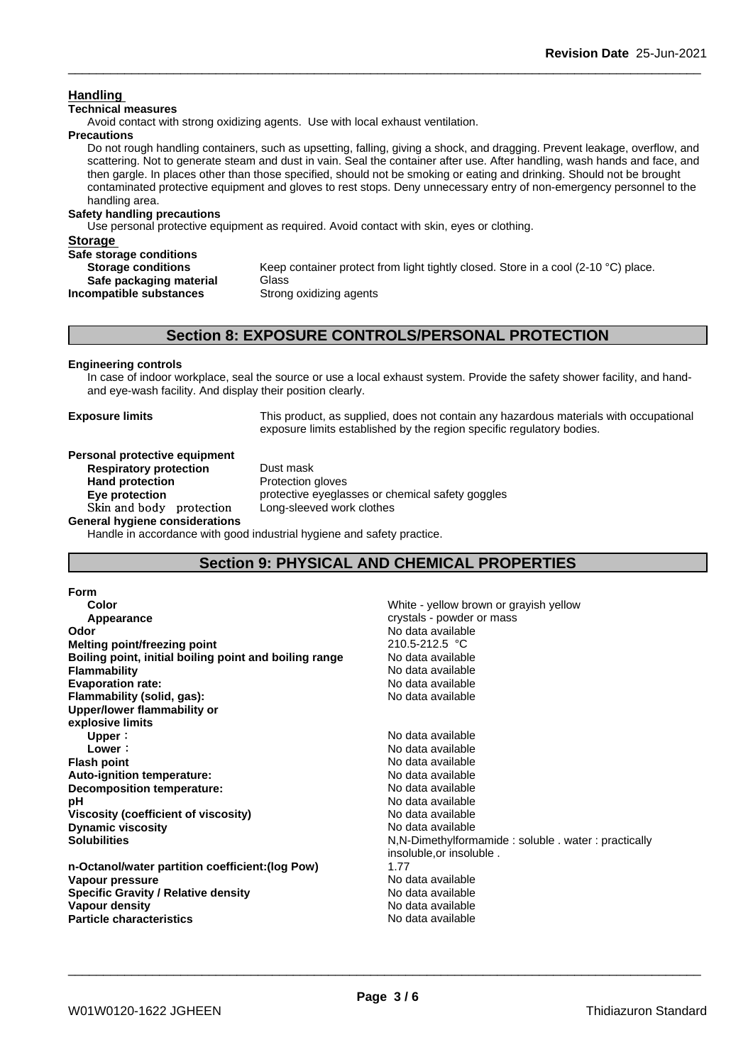## Handling

**Technical measures**

Avoid contact with strong oxidizing agents. Use with local exhaust ventilation.

**Precautions**

Do not rough handling containers, such as upsetting, falling, giving a shock, and dragging. Prevent leakage, overflow, and scattering. Not to generate steam and dust in vain. Seal the container after use. After handling, wash hands and face, and then gargle. In places other than those specified, should not be smoking or eating and drinking. Should not be brought contaminated protective equipment and gloves to rest stops. Deny unnecessary entry of non-emergency personnel to the handling area.

**Safety handling precautions**

Use personal protective equipment as required. Avoid contact with skin, eyes or clothing.

## Storage

**Safe storage conditions**

| | |
|---|---|
| **Storage conditions** | Keep container protect from light tightly closed. Store in a cool (2-10 °C) place. |
| **Safe packaging material** | Glass |
| **Incompatible substances** | Strong oxidizing agents |

## Section 8: EXPOSURE CONTROLS/PERSONAL PROTECTION

**Engineering controls**

In case of indoor workplace, seal the source or use a local exhaust system. Provide the safety shower facility, and hand- and eye-wash facility. And display their position clearly.

**Exposure limits** This product, as supplied, does not contain any hazardous materials with occupational exposure limits established by the region specific regulatory bodies.

**Personal protective equipment**

| | |
|---|---|
| **Respiratory protection** | Dust mask |
| **Hand protection** | Protection gloves |
| **Eye protection** | protective eyeglasses or chemical safety goggles |
| **Skin and body protection** | Long-sleeved work clothes |

**General hygiene considerations**

Handle in accordance with good industrial hygiene and safety practice.

## Section 9: PHYSICAL AND CHEMICAL PROPERTIES

| | |
|---|---|
| **Form** | |
| **Color** | White - yellow brown or grayish yellow |
| **Appearance** | crystals - powder or mass |
| **Odor** | No data available |
| **Melting point/freezing point** | 210.5-212.5 °C |
| **Boiling point, initial boiling point and boiling range** | No data available |
| **Flammability** | No data available |
| **Evaporation rate:** | No data available |
| **Flammability (solid, gas):** | No data available |
| **Upper/lower flammability or explosive limits** | |
| **Upper :** | No data available |
| **Lower :** | No data available |
| **Flash point** | No data available |
| **Auto-ignition temperature:** | No data available |
| **Decomposition temperature:** | No data available |
| **pH** | No data available |
| **Viscosity (coefficient of viscosity)** | No data available |
| **Dynamic viscosity** | No data available |
| **Solubilities** | N,N-Dimethylformamide : soluble . water : practically insoluble,or insoluble . |
| **n-Octanol/water partition coefficient:(log Pow)** | 1.77 |
| **Vapour pressure** | No data available |
| **Specific Gravity / Relative density** | No data available |
| **Vapour density** | No data available |
| **Particle characteristics** | No data available |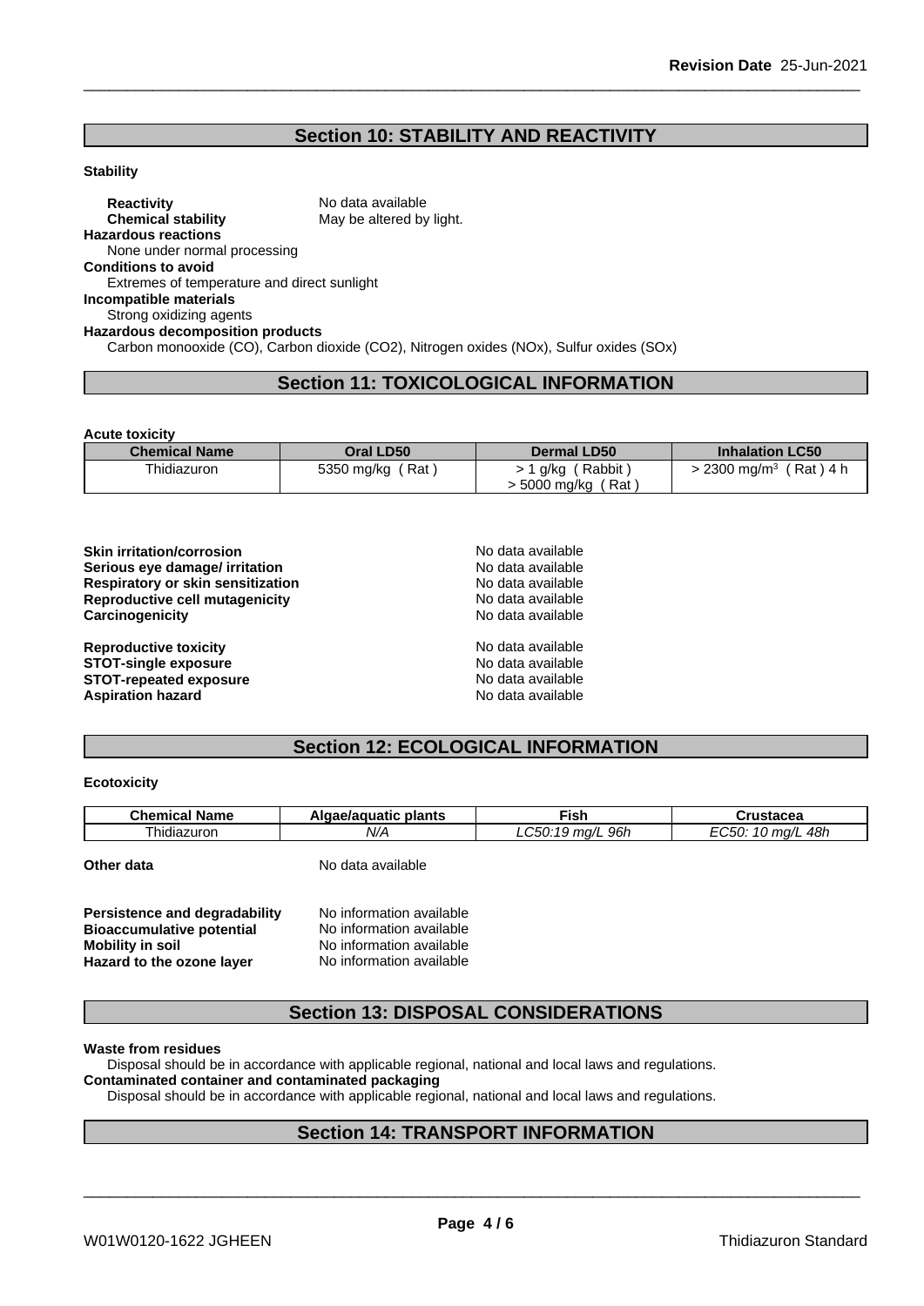## Section 10: STABILITY AND REACTIVITY

**Stability**

**Reactivity** No data available
**Chemical stability** May be altered by light.

**Hazardous reactions**
None under normal processing

**Conditions to avoid**
Extremes of temperature and direct sunlight

**Incompatible materials**
Strong oxidizing agents

**Hazardous decomposition products**
Carbon monooxide (CO), Carbon dioxide ($CO_2$), Nitrogen oxides (NOx), Sulfur oxides (SOx)

## Section 11: TOXICOLOGICAL INFORMATION

**Acute toxicity**

| Chemical Name | Oral LD50 | Dermal LD50 | Inhalation LC50 |
|---|---|---|---|
| Thidiazuron | 5350 mg/kg ( Rat ) | > 1 g/kg ( Rabbit )<br>> 5000 mg/kg ( Rat ) | > 2300 mg/m$^3$ ( Rat ) 4 h |

**Skin irritation/corrosion** No data available
**Serious eye damage/ irritation** No data available
**Respiratory or skin sensitization** No data available
**Reproductive cell mutagenicity** No data available
**Carcinogenicity** No data available

**Reproductive toxicity** No data available
**STOT-single exposure** No data available
**STOT-repeated exposure** No data available
**Aspiration hazard** No data available

## Section 12: ECOLOGICAL INFORMATION

**Ecotoxicity**

| Chemical Name | Algae/aquatic plants | Fish | Crustacea |
|---|---|---|---|
| Thidiazuron | *N/A* | *LC50:19 mg/L 96h* | *EC50: 10 mg/L 48h* |

**Other data** No data available

**Persistence and degradability** No information available
**Bioaccumulative potential** No information available
**Mobility in soil** No information available
**Hazard to the ozone layer** No information available

## Section 13: DISPOSAL CONSIDERATIONS

**Waste from residues**
Disposal should be in accordance with applicable regional, national and local laws and regulations.

**Contaminated container and contaminated packaging**
Disposal should be in accordance with applicable regional, national and local laws and regulations.

## Section 14: TRANSPORT INFORMATION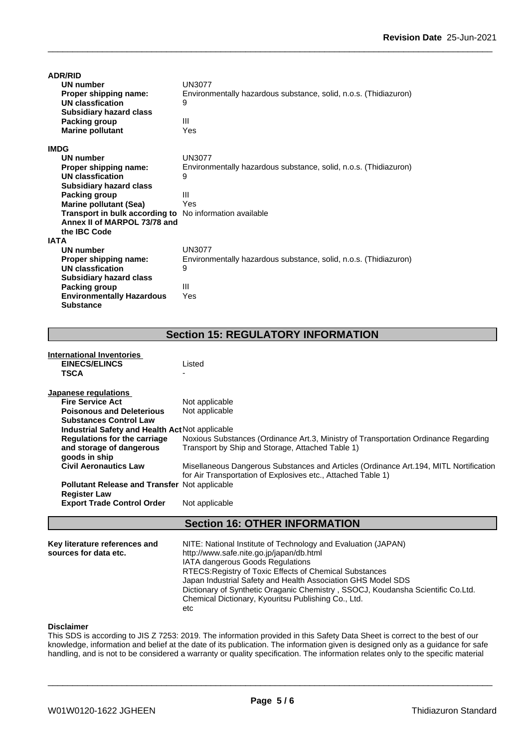**ADR/RID**

| | |
|---|---|
| **UN number** | UN3077 |
| **Proper shipping name:** | Environmentally hazardous substance, solid, n.o.s. (Thidiazuron) |
| **UN classfication** | 9 |
| **Subsidiary hazard class** | |
| **Packing group** | III |
| **Marine pollutant** | Yes |

**IMDG**

| | |
|---|---|
| **UN number** | UN3077 |
| **Proper shipping name:** | Environmentally hazardous substance, solid, n.o.s. (Thidiazuron) |
| **UN classfication** | 9 |
| **Subsidiary hazard class** | |
| **Packing group** | III |
| **Marine pollutant (Sea)** | Yes |
| **Transport in bulk according to Annex II of MARPOL 73/78 and the IBC Code** | No information available |

**IATA**

| | |
|---|---|
| **UN number** | UN3077 |
| **Proper shipping name:** | Environmentally hazardous substance, solid, n.o.s. (Thidiazuron) |
| **UN classfication** | 9 |
| **Subsidiary hazard class** | |
| **Packing group** | III |
| **Environmentally Hazardous Substance** | Yes |

## Section 15: REGULATORY INFORMATION

**International Inventories**

| | |
|---|---|
| **EINECS/ELINCS** | Listed |
| **TSCA** | - |

**Japanese regulations**

| | |
|---|---|
| **Fire Service Act** | Not applicable |
| **Poisonous and Deleterious Substances Control Law** | Not applicable |
| **Industrial Safety and Health Act** | Not applicable |
| **Regulations for the carriage and storage of dangerous goods in ship** | Noxious Substances (Ordinance Art.3, Ministry of Transportation Ordinance Regarding Transport by Ship and Storage, Attached Table 1) |
| **Civil Aeronautics Law** | Misellaneous Dangerous Substances and Articles (Ordinance Art.194, MITL Nortification for Air Transportation of Explosives etc., Attached Table 1) |
| **Pollutant Release and Transfer Register Law** | Not applicable |
| **Export Trade Control Order** | Not applicable |

## Section 16: OTHER INFORMATION

**Key literature references and sources for data etc.**

NITE: National Institute of Technology and Evaluation (JAPAN)
http://www.safe.nite.go.jp/japan/db.html
IATA dangerous Goods Regulations
RTECS:Registry of Toxic Effects of Chemical Substances
Japan Industrial Safety and Health Association GHS Model SDS
Dictionary of Synthetic Oraganic Chemistry , SSOCJ, Koudansha Scientific Co.Ltd.
Chemical Dictionary, Kyouritsu Publishing Co., Ltd.
etc

**Disclaimer**

This SDS is according to JIS Z 7253: 2019. The information provided in this Safety Data Sheet is correct to the best of our knowledge, information and belief at the date of its publication. The information given is designed only as a guidance for safe handling, and is not to be considered a warranty or quality specification. The information relates only to the specific material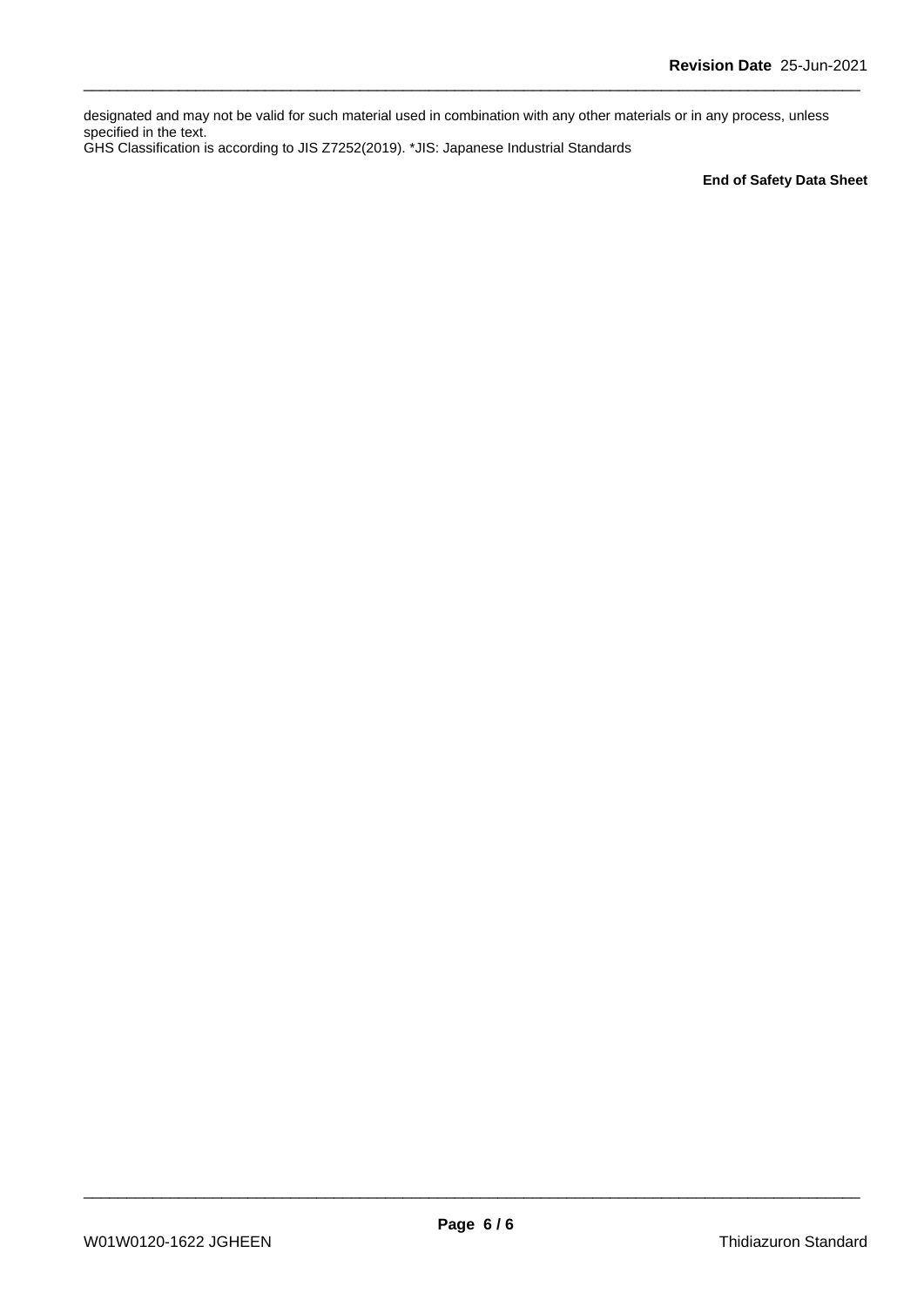designated and may not be valid for such material used in combination with any other materials or in any process, unless specified in the text.
GHS Classification is according to JIS Z7252(2019). *JIS: Japanese Industrial Standards

**End of Safety Data Sheet**